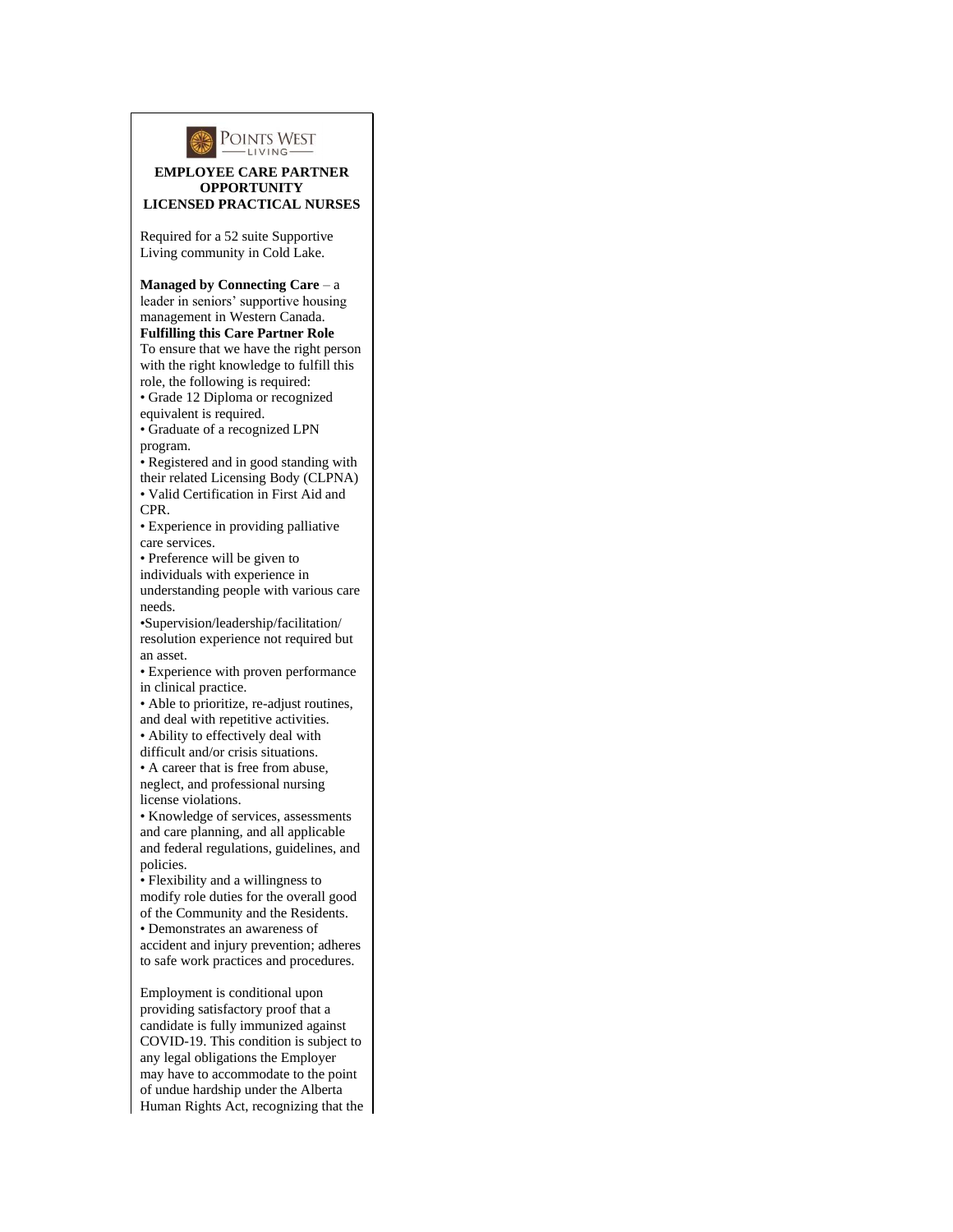POINTS WEST LIVING

**EMPLOYEE CARE PARTNER OPPORTUNITY**
**LICENSED PRACTICAL NURSES**

Required for a 52 suite Supportive Living community in Cold Lake.

**Managed by Connecting Care** – a leader in seniors' supportive housing management in Western Canada.

**Fulfilling this Care Partner Role**

To ensure that we have the right person with the right knowledge to fulfill this role, the following is required:

- Grade 12 Diploma or recognized equivalent is required.
- Graduate of a recognized LPN program.
- Registered and in good standing with their related Licensing Body (CLPNA)
- Valid Certification in First Aid and CPR.
- Experience in providing palliative care services.
- Preference will be given to individuals with experience in understanding people with various care needs.
- Supervision/leadership/facilitation/ resolution experience not required but an asset.
- Experience with proven performance in clinical practice.
- Able to prioritize, re-adjust routines, and deal with repetitive activities.
- Ability to effectively deal with difficult and/or crisis situations.
- A career that is free from abuse, neglect, and professional nursing license violations.
- Knowledge of services, assessments and care planning, and all applicable and federal regulations, guidelines, and policies.
- Flexibility and a willingness to modify role duties for the overall good of the Community and the Residents.
- Demonstrates an awareness of accident and injury prevention; adheres to safe work practices and procedures.

Employment is conditional upon providing satisfactory proof that a candidate is fully immunized against COVID-19. This condition is subject to any legal obligations the Employer may have to accommodate to the point of undue hardship under the Alberta Human Rights Act, recognizing that the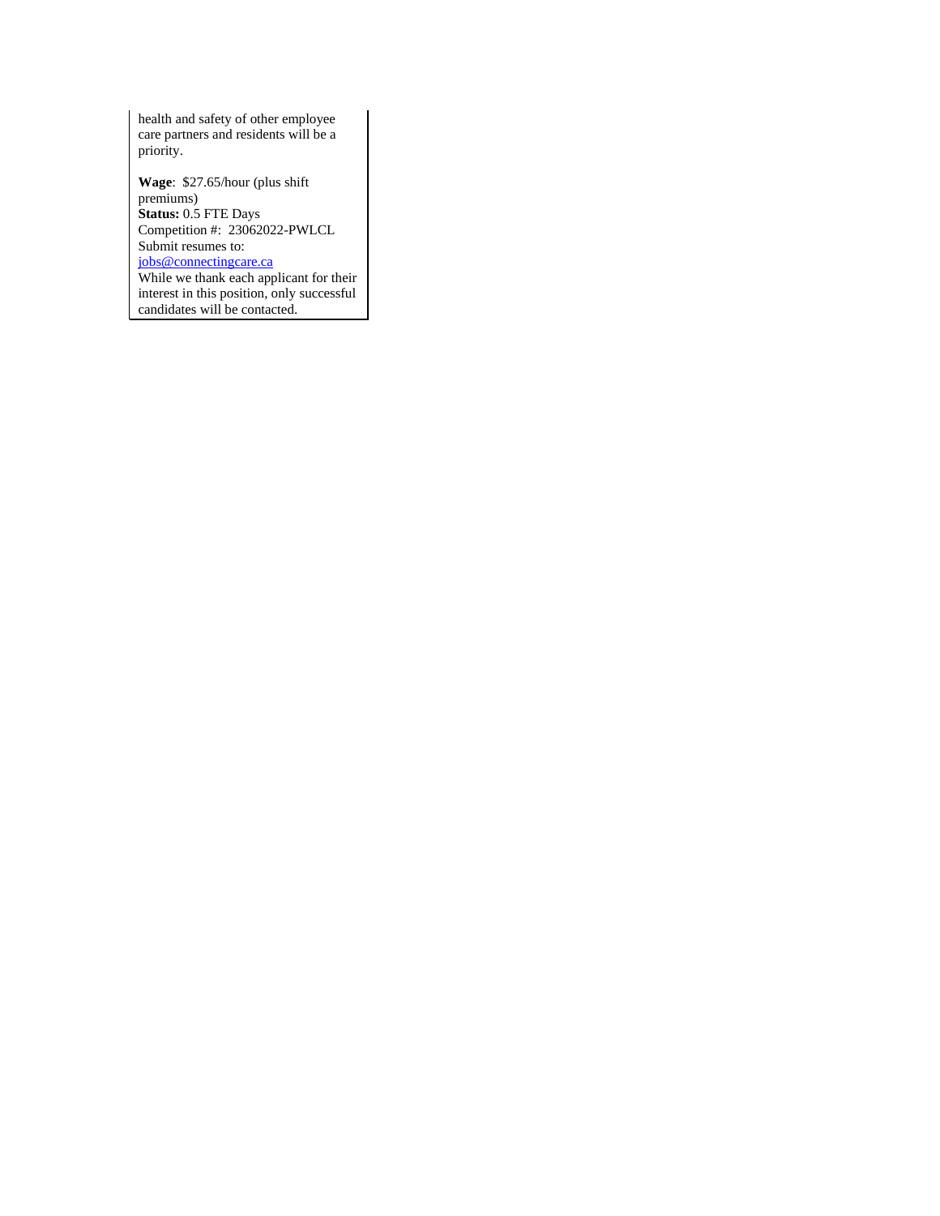health and safety of other employee care partners and residents will be a priority.

**Wage**: $27.65/hour (plus shift premiums)
**Status:** 0.5 FTE Days
Competition #: 23062022-PWLCL
Submit resumes to:
jobs@connectingcare.ca
While we thank each applicant for their interest in this position, only successful candidates will be contacted.